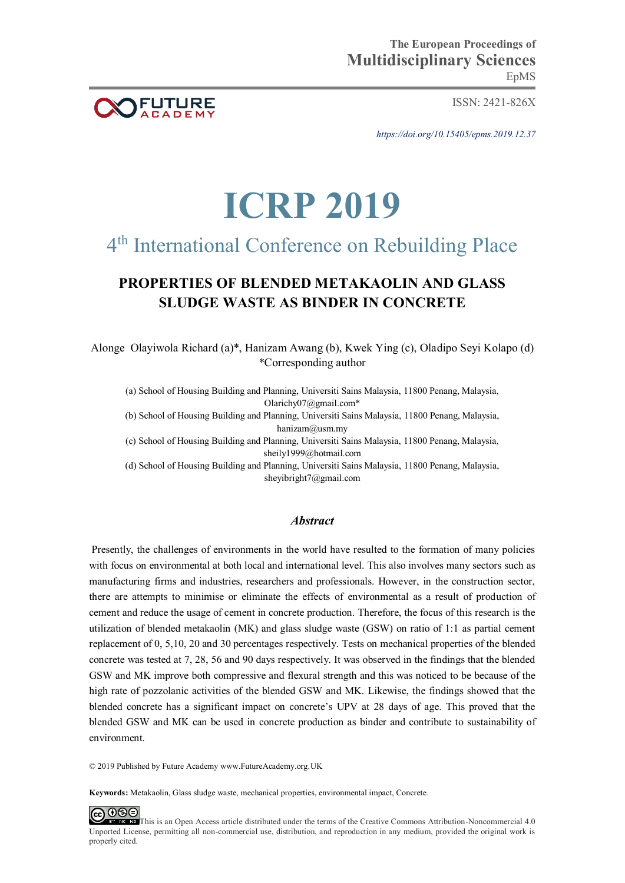The European Proceedings of
**Multidisciplinary Sciences**
EpMS

ISSN: 2421-826X

*https://doi.org/10.15405/epms.2019.12.37*

# ICRP 2019

## 4th International Conference on Rebuilding Place

## PROPERTIES OF BLENDED METAKAOLIN AND GLASS SLUDGE WASTE AS BINDER IN CONCRETE

Alonge Olayiwola Richard (a)*, Hanizam Awang (b), Kwek Ying (c), Oladipo Seyi Kolapo (d)
*Corresponding author

(a) School of Housing Building and Planning, Universiti Sains Malaysia, 11800 Penang, Malaysia, Olarichy07@gmail.com*
(b) School of Housing Building and Planning, Universiti Sains Malaysia, 11800 Penang, Malaysia, hanizam@usm.my
(c) School of Housing Building and Planning, Universiti Sains Malaysia, 11800 Penang, Malaysia, sheily1999@hotmail.com
(d) School of Housing Building and Planning, Universiti Sains Malaysia, 11800 Penang, Malaysia, sheyibright7@gmail.com

### *Abstract*

Presently, the challenges of environments in the world have resulted to the formation of many policies with focus on environmental at both local and international level. This also involves many sectors such as manufacturing firms and industries, researchers and professionals. However, in the construction sector, there are attempts to minimise or eliminate the effects of environmental as a result of production of cement and reduce the usage of cement in concrete production. Therefore, the focus of this research is the utilization of blended metakaolin (MK) and glass sludge waste (GSW) on ratio of 1:1 as partial cement replacement of 0, 5,10, 20 and 30 percentages respectively. Tests on mechanical properties of the blended concrete was tested at 7, 28, 56 and 90 days respectively. It was observed in the findings that the blended GSW and MK improve both compressive and flexural strength and this was noticed to be because of the high rate of pozzolanic activities of the blended GSW and MK. Likewise, the findings showed that the blended concrete has a significant impact on concrete's UPV at 28 days of age. This proved that the blended GSW and MK can be used in concrete production as binder and contribute to sustainability of environment.

© 2019 Published by Future Academy www.FutureAcademy.org.UK

**Keywords:** Metakaolin, Glass sludge waste, mechanical properties, environmental impact, Concrete.

This is an Open Access article distributed under the terms of the Creative Commons Attribution-Noncommercial 4.0 Unported License, permitting all non-commercial use, distribution, and reproduction in any medium, provided the original work is properly cited.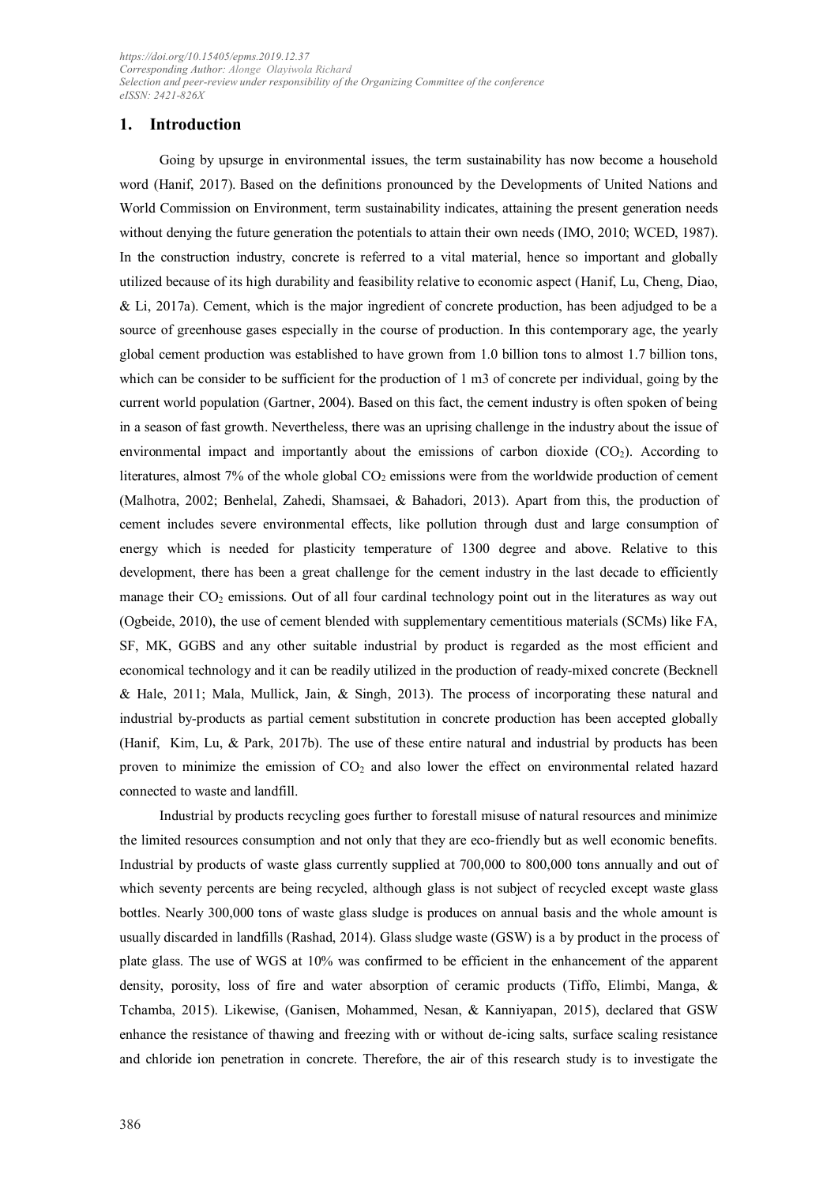https://doi.org/10.15405/epms.2019.12.37
Corresponding Author: Alonge Olayiwola Richard
Selection and peer-review under responsibility of the Organizing Committee of the conference
eISSN: 2421-826X

## 1. Introduction

Going by upsurge in environmental issues, the term sustainability has now become a household word (Hanif, 2017). Based on the definitions pronounced by the Developments of United Nations and World Commission on Environment, term sustainability indicates, attaining the present generation needs without denying the future generation the potentials to attain their own needs (IMO, 2010; WCED, 1987). In the construction industry, concrete is referred to a vital material, hence so important and globally utilized because of its high durability and feasibility relative to economic aspect (Hanif, Lu, Cheng, Diao, & Li, 2017a). Cement, which is the major ingredient of concrete production, has been adjudged to be a source of greenhouse gases especially in the course of production. In this contemporary age, the yearly global cement production was established to have grown from 1.0 billion tons to almost 1.7 billion tons, which can be consider to be sufficient for the production of 1 m3 of concrete per individual, going by the current world population (Gartner, 2004). Based on this fact, the cement industry is often spoken of being in a season of fast growth. Nevertheless, there was an uprising challenge in the industry about the issue of environmental impact and importantly about the emissions of carbon dioxide ($CO_2$). According to literatures, almost 7% of the whole global $CO_2$ emissions were from the worldwide production of cement (Malhotra, 2002; Benhelal, Zahedi, Shamsaei, & Bahadori, 2013). Apart from this, the production of cement includes severe environmental effects, like pollution through dust and large consumption of energy which is needed for plasticity temperature of 1300 degree and above. Relative to this development, there has been a great challenge for the cement industry in the last decade to efficiently manage their $CO_2$ emissions. Out of all four cardinal technology point out in the literatures as way out (Ogbeide, 2010), the use of cement blended with supplementary cementitious materials (SCMs) like FA, SF, MK, GGBS and any other suitable industrial by product is regarded as the most efficient and economical technology and it can be readily utilized in the production of ready-mixed concrete (Becknell & Hale, 2011; Mala, Mullick, Jain, & Singh, 2013). The process of incorporating these natural and industrial by-products as partial cement substitution in concrete production has been accepted globally (Hanif, Kim, Lu, & Park, 2017b). The use of these entire natural and industrial by products has been proven to minimize the emission of $CO_2$ and also lower the effect on environmental related hazard connected to waste and landfill.

Industrial by products recycling goes further to forestall misuse of natural resources and minimize the limited resources consumption and not only that they are eco-friendly but as well economic benefits. Industrial by products of waste glass currently supplied at 700,000 to 800,000 tons annually and out of which seventy percents are being recycled, although glass is not subject of recycled except waste glass bottles. Nearly 300,000 tons of waste glass sludge is produces on annual basis and the whole amount is usually discarded in landfills (Rashad, 2014). Glass sludge waste (GSW) is a by product in the process of plate glass. The use of WGS at 10% was confirmed to be efficient in the enhancement of the apparent density, porosity, loss of fire and water absorption of ceramic products (Tiffo, Elimbi, Manga, & Tchamba, 2015). Likewise, (Ganisen, Mohammed, Nesan, & Kanniyapan, 2015), declared that GSW enhance the resistance of thawing and freezing with or without de-icing salts, surface scaling resistance and chloride ion penetration in concrete. Therefore, the air of this research study is to investigate the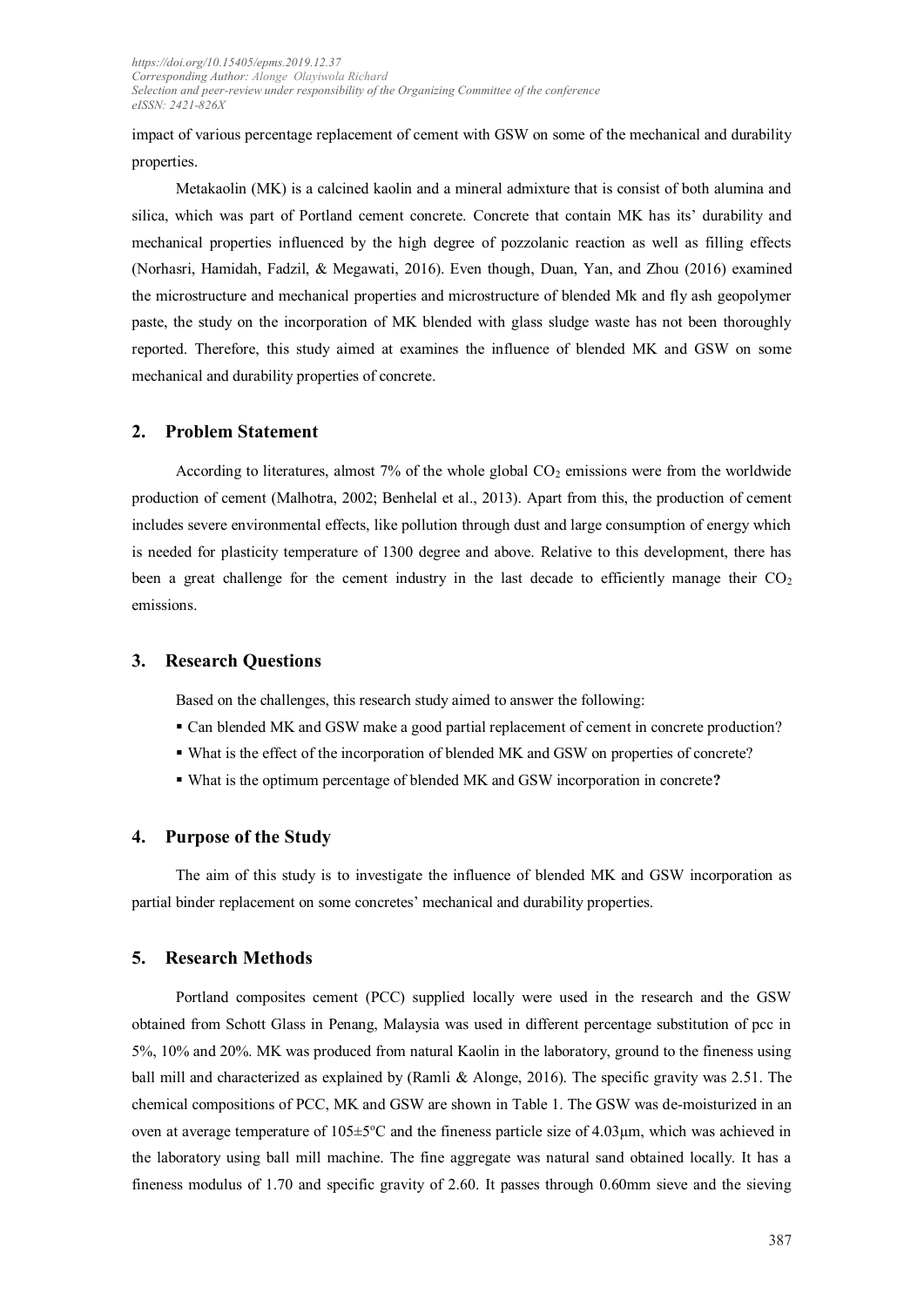impact of various percentage replacement of cement with GSW on some of the mechanical and durability properties.

Metakaolin (MK) is a calcined kaolin and a mineral admixture that is consist of both alumina and silica, which was part of Portland cement concrete. Concrete that contain MK has its' durability and mechanical properties influenced by the high degree of pozzolanic reaction as well as filling effects (Norhasri, Hamidah, Fadzil, & Megawati, 2016). Even though, Duan, Yan, and Zhou (2016) examined the microstructure and mechanical properties and microstructure of blended Mk and fly ash geopolymer paste, the study on the incorporation of MK blended with glass sludge waste has not been thoroughly reported. Therefore, this study aimed at examines the influence of blended MK and GSW on some mechanical and durability properties of concrete.

## 2. Problem Statement

According to literatures, almost 7% of the whole global $CO_2$ emissions were from the worldwide production of cement (Malhotra, 2002; Benhelal et al., 2013). Apart from this, the production of cement includes severe environmental effects, like pollution through dust and large consumption of energy which is needed for plasticity temperature of 1300 degree and above. Relative to this development, there has been a great challenge for the cement industry in the last decade to efficiently manage their $CO_2$ emissions.

## 3. Research Questions

Based on the challenges, this research study aimed to answer the following:

- Can blended MK and GSW make a good partial replacement of cement in concrete production?
- What is the effect of the incorporation of blended MK and GSW on properties of concrete?
- What is the optimum percentage of blended MK and GSW incorporation in concrete**?**

## 4. Purpose of the Study

The aim of this study is to investigate the influence of blended MK and GSW incorporation as partial binder replacement on some concretes' mechanical and durability properties.

## 5. Research Methods

Portland composites cement (PCC) supplied locally were used in the research and the GSW obtained from Schott Glass in Penang, Malaysia was used in different percentage substitution of pcc in 5%, 10% and 20%. MK was produced from natural Kaolin in the laboratory, ground to the fineness using ball mill and characterized as explained by (Ramli & Alonge, 2016). The specific gravity was 2.51. The chemical compositions of PCC, MK and GSW are shown in Table 1. The GSW was de-moisturized in an oven at average temperature of 105±5°C and the fineness particle size of 4.03μm, which was achieved in the laboratory using ball mill machine. The fine aggregate was natural sand obtained locally. It has a fineness modulus of 1.70 and specific gravity of 2.60. It passes through 0.60mm sieve and the sieving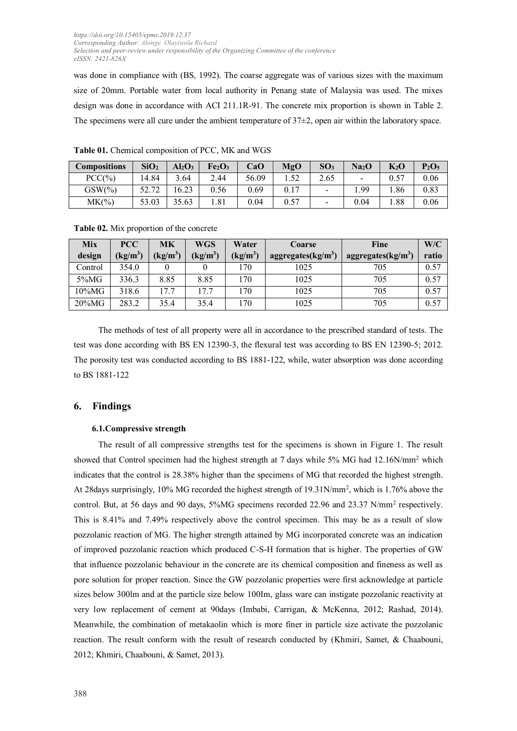was done in compliance with (BS, 1992). The coarse aggregate was of various sizes with the maximum size of 20mm. Portable water from local authority in Penang state of Malaysia was used. The mixes design was done in accordance with ACI 211.1R-91. The concrete mix proportion is shown in Table 2. The specimens were all cure under the ambient temperature of 37±2, open air within the laboratory space.

**Table 01.** Chemical composition of PCC, MK and WGS

| Compositions | $SiO_2$ | $Al_2O_3$ | $Fe_2O_3$ | CaO | MgO | $SO_3$ | $Na_2O$ | $K_2O$ | $P_2O_5$ |
|---|---|---|---|---|---|---|---|---|---|
| PCC(%) | 14.84 | 3.64 | 2.44 | 56.09 | 1.52 | 2.65 | - | 0.57 | 0.06 |
| GSW(%) | 52.72 | 16.23 | 0.56 | 0.69 | 0.17 | - | 1.99 | 1.86 | 0.83 |
| MK(%) | 53.03 | 35.63 | 1.81 | 0.04 | 0.57 | - | 0.04 | 1.88 | 0.06 |

**Table 02.** Mix proportion of the concrete

| Mix design | PCC ($kg/m^3$) | MK ($kg/m^3$) | WGS ($kg/m^3$) | Water ($kg/m^3$) | Coarse aggregates($kg/m^3$) | Fine aggregates($kg/m^3$) | W/C ratio |
|---|---|---|---|---|---|---|---|
| Control | 354.0 | 0 | 0 | 170 | 1025 | 705 | 0.57 |
| 5%MG | 336.3 | 8.85 | 8.85 | 170 | 1025 | 705 | 0.57 |
| 10%MG | 318.6 | 17.7 | 17.7 | 170 | 1025 | 705 | 0.57 |
| 20%MG | 283.2 | 35.4 | 35.4 | 170 | 1025 | 705 | 0.57 |

The methods of test of all property were all in accordance to the prescribed standard of tests. The test was done according with BS EN 12390-3, the flexural test was according to BS EN 12390-5; 2012. The porosity test was conducted according to BS 1881-122, while, water absorption was done according to BS 1881-122

## 6. Findings

### 6.1. Compressive strength

The result of all compressive strengths test for the specimens is shown in Figure 1. The result showed that Control specimen had the highest strength at 7 days while 5% MG had 12.16N/mm$^2$ which indicates that the control is 28.38% higher than the specimens of MG that recorded the highest strength. At 28days surprisingly, 10% MG recorded the highest strength of 19.31N/mm$^2$, which is 1.76% above the control. But, at 56 days and 90 days, 5%MG specimens recorded 22.96 and 23.37 N/mm$^2$ respectively. This is 8.41% and 7.49% respectively above the control specimen. This may be as a result of slow pozzolanic reaction of MG. The higher strength attained by MG incorporated concrete was an indication of improved pozzolanic reaction which produced C-S-H formation that is higher. The properties of GW that influence pozzolanic behaviour in the concrete are its chemical composition and fineness as well as pore solution for proper reaction. Since the GW pozzolanic properties were first acknowledge at particle sizes below 300lm and at the particle size below 100Im, glass ware can instigate pozzolanic reactivity at very low replacement of cement at 90days (Imbabi, Carrigan, & McKenna, 2012; Rashad, 2014). Meanwhile, the combination of metakaolin which is more finer in particle size activate the pozzolanic reaction. The result conform with the result of research conducted by (Khmiri, Samet, & Chaabouni, 2012; Khmiri, Chaabouni, & Samet, 2013).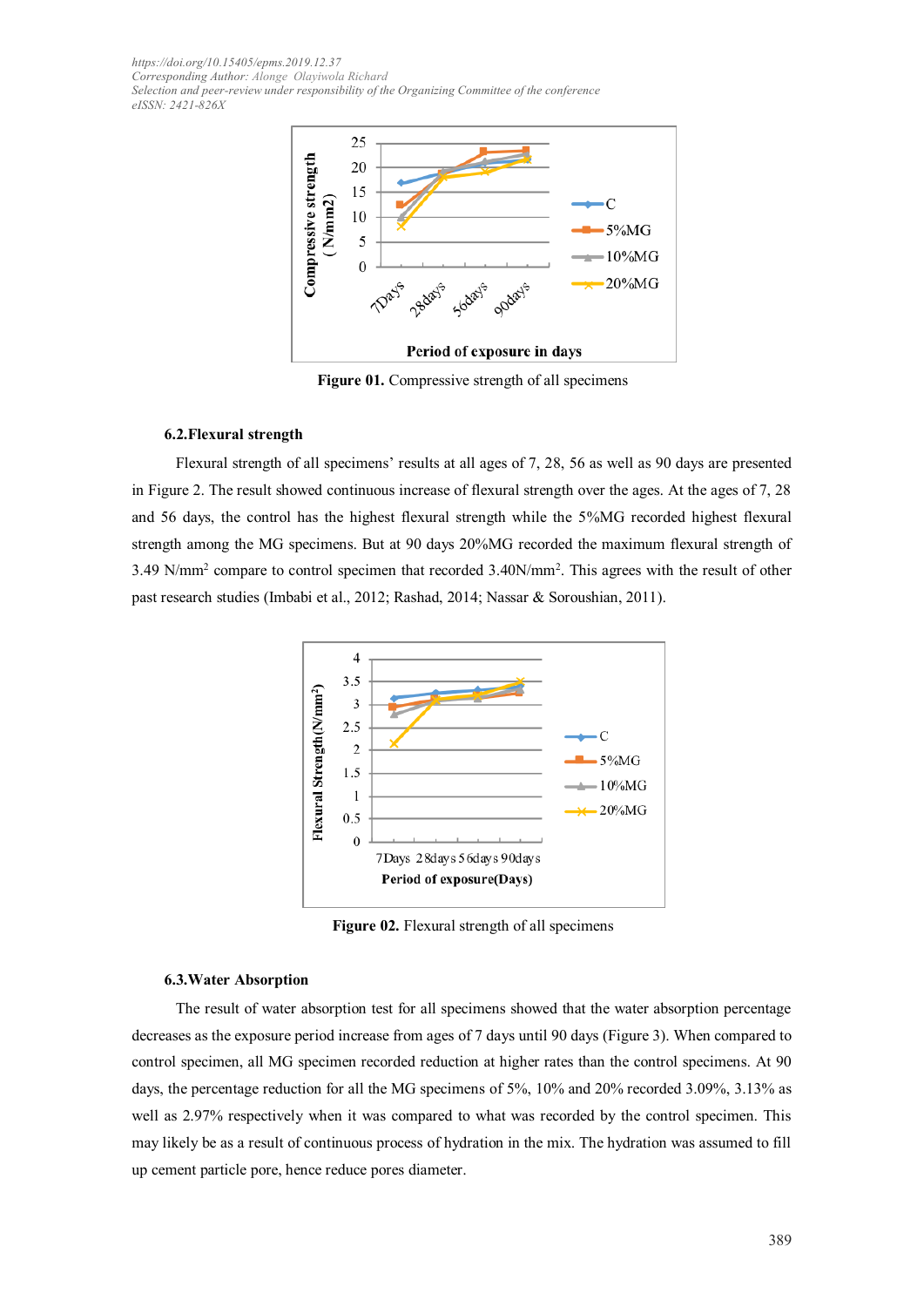Figure 01. Compressive strength of all specimens

### 6.2. Flexural strength

Flexural strength of all specimens' results at all ages of 7, 28, 56 as well as 90 days are presented in Figure 2. The result showed continuous increase of flexural strength over the ages. At the ages of 7, 28 and 56 days, the control has the highest flexural strength while the 5%MG recorded highest flexural strength among the MG specimens. But at 90 days 20%MG recorded the maximum flexural strength of 3.49 $N/mm^2$ compare to control specimen that recorded 3.40$N/mm^2$. This agrees with the result of other past research studies (Imbabi et al., 2012; Rashad, 2014; Nassar & Soroushian, 2011).

Figure 02. Flexural strength of all specimens

### 6.3. Water Absorption

The result of water absorption test for all specimens showed that the water absorption percentage decreases as the exposure period increase from ages of 7 days until 90 days (Figure 3). When compared to control specimen, all MG specimen recorded reduction at higher rates than the control specimens. At 90 days, the percentage reduction for all the MG specimens of 5%, 10% and 20% recorded 3.09%, 3.13% as well as 2.97% respectively when it was compared to what was recorded by the control specimen. This may likely be as a result of continuous process of hydration in the mix. The hydration was assumed to fill up cement particle pore, hence reduce pores diameter.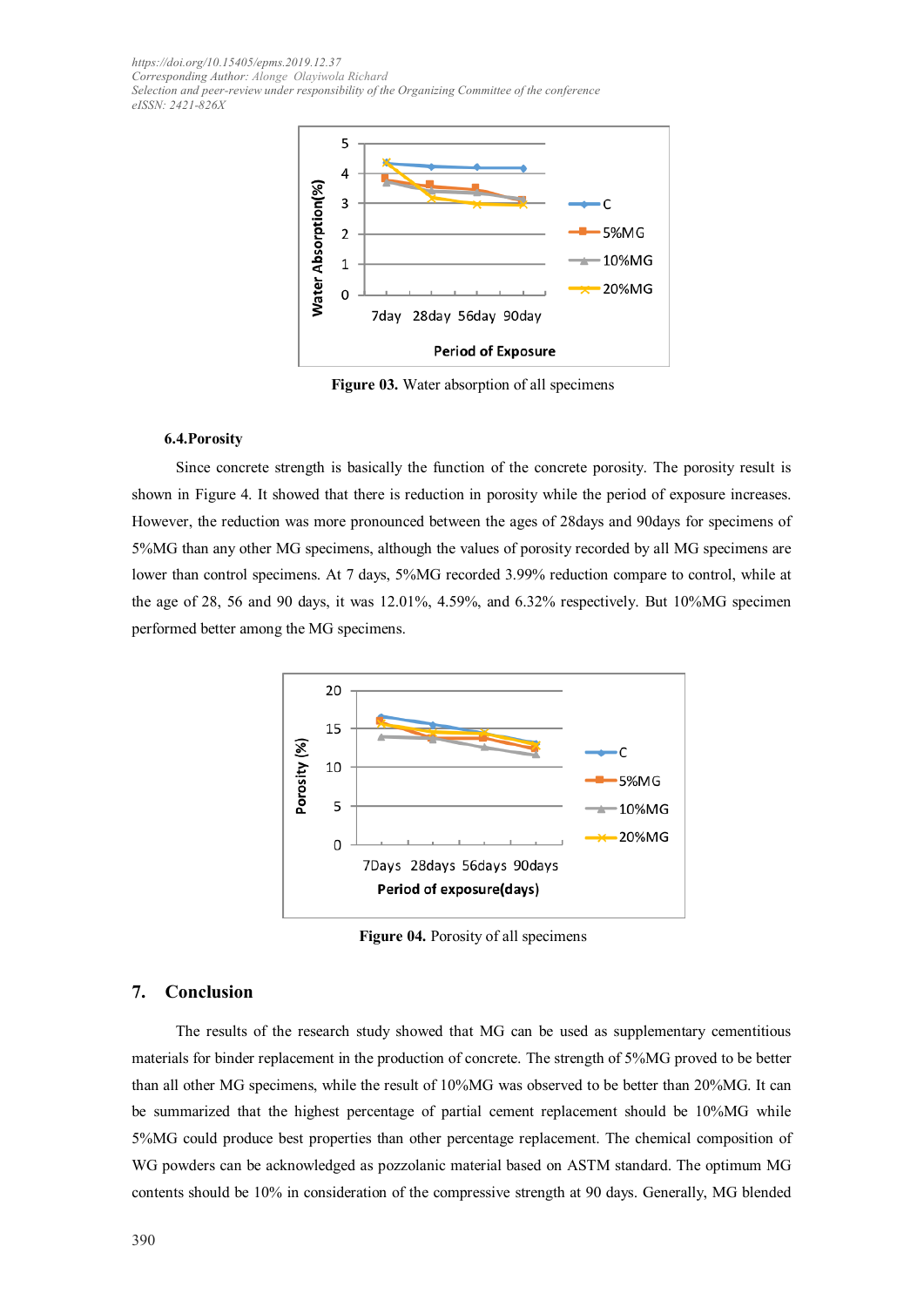Figure 03. Water absorption of all specimens

### 6.4. Porosity

Since concrete strength is basically the function of the concrete porosity. The porosity result is shown in Figure 4. It showed that there is reduction in porosity while the period of exposure increases. However, the reduction was more pronounced between the ages of 28days and 90days for specimens of 5%MG than any other MG specimens, although the values of porosity recorded by all MG specimens are lower than control specimens. At 7 days, 5%MG recorded 3.99% reduction compare to control, while at the age of 28, 56 and 90 days, it was 12.01%, 4.59%, and 6.32% respectively. But 10%MG specimen performed better among the MG specimens.

Figure 04. Porosity of all specimens

## 7. Conclusion

The results of the research study showed that MG can be used as supplementary cementitious materials for binder replacement in the production of concrete. The strength of 5%MG proved to be better than all other MG specimens, while the result of 10%MG was observed to be better than 20%MG. It can be summarized that the highest percentage of partial cement replacement should be 10%MG while 5%MG could produce best properties than other percentage replacement. The chemical composition of WG powders can be acknowledged as pozzolanic material based on ASTM standard. The optimum MG contents should be 10% in consideration of the compressive strength at 90 days. Generally, MG blended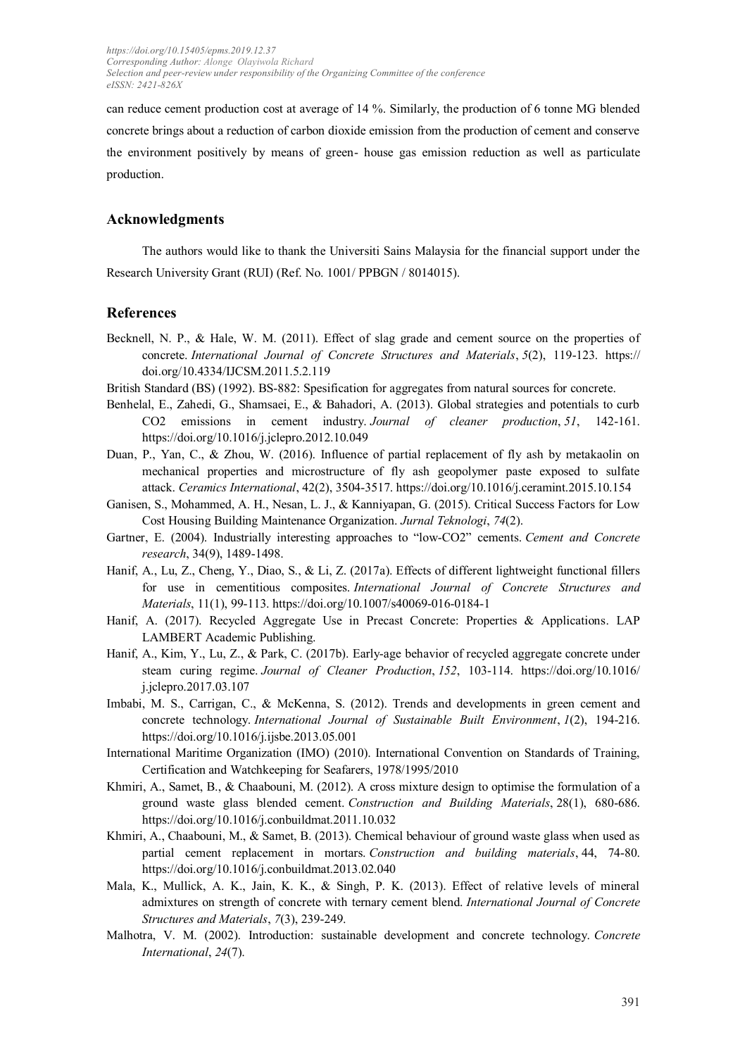can reduce cement production cost at average of 14 %. Similarly, the production of 6 tonne MG blended concrete brings about a reduction of carbon dioxide emission from the production of cement and conserve the environment positively by means of green- house gas emission reduction as well as particulate production.

## Acknowledgments

The authors would like to thank the Universiti Sains Malaysia for the financial support under the Research University Grant (RUI) (Ref. No. 1001/ PPBGN / 8014015).

## References

Becknell, N. P., & Hale, W. M. (2011). Effect of slag grade and cement source on the properties of concrete. *International Journal of Concrete Structures and Materials*, *5*(2), 119-123. https:// doi.org/10.4334/IJCSM.2011.5.2.119

British Standard (BS) (1992). BS-882: Spesification for aggregates from natural sources for concrete.

Benhelal, E., Zahedi, G., Shamsaei, E., & Bahadori, A. (2013). Global strategies and potentials to curb CO2 emissions in cement industry. *Journal of cleaner production*, *51*, 142-161. https://doi.org/10.1016/j.jclepro.2012.10.049

Duan, P., Yan, C., & Zhou, W. (2016). Influence of partial replacement of fly ash by metakaolin on mechanical properties and microstructure of fly ash geopolymer paste exposed to sulfate attack. *Ceramics International*, 42(2), 3504-3517. https://doi.org/10.1016/j.ceramint.2015.10.154

Ganisen, S., Mohammed, A. H., Nesan, L. J., & Kanniyapan, G. (2015). Critical Success Factors for Low Cost Housing Building Maintenance Organization. *Jurnal Teknologi*, *74*(2).

Gartner, E. (2004). Industrially interesting approaches to "low-CO2" cements. *Cement and Concrete research*, 34(9), 1489-1498.

Hanif, A., Lu, Z., Cheng, Y., Diao, S., & Li, Z. (2017a). Effects of different lightweight functional fillers for use in cementitious composites. *International Journal of Concrete Structures and Materials*, 11(1), 99-113. https://doi.org/10.1007/s40069-016-0184-1

Hanif, A. (2017). Recycled Aggregate Use in Precast Concrete: Properties & Applications. LAP LAMBERT Academic Publishing.

Hanif, A., Kim, Y., Lu, Z., & Park, C. (2017b). Early-age behavior of recycled aggregate concrete under steam curing regime. *Journal of Cleaner Production*, *152*, 103-114. https://doi.org/10.1016/ j.jclepro.2017.03.107

Imbabi, M. S., Carrigan, C., & McKenna, S. (2012). Trends and developments in green cement and concrete technology. *International Journal of Sustainable Built Environment*, *1*(2), 194-216. https://doi.org/10.1016/j.ijsbe.2013.05.001

International Maritime Organization (IMO) (2010). International Convention on Standards of Training, Certification and Watchkeeping for Seafarers, 1978/1995/2010

Khmiri, A., Samet, B., & Chaabouni, M. (2012). A cross mixture design to optimise the formulation of a ground waste glass blended cement. *Construction and Building Materials*, 28(1), 680-686. https://doi.org/10.1016/j.conbuildmat.2011.10.032

Khmiri, A., Chaabouni, M., & Samet, B. (2013). Chemical behaviour of ground waste glass when used as partial cement replacement in mortars. *Construction and building materials*, 44, 74-80. https://doi.org/10.1016/j.conbuildmat.2013.02.040

Mala, K., Mullick, A. K., Jain, K. K., & Singh, P. K. (2013). Effect of relative levels of mineral admixtures on strength of concrete with ternary cement blend. *International Journal of Concrete Structures and Materials*, *7*(3), 239-249.

Malhotra, V. M. (2002). Introduction: sustainable development and concrete technology. *Concrete International*, *24*(7).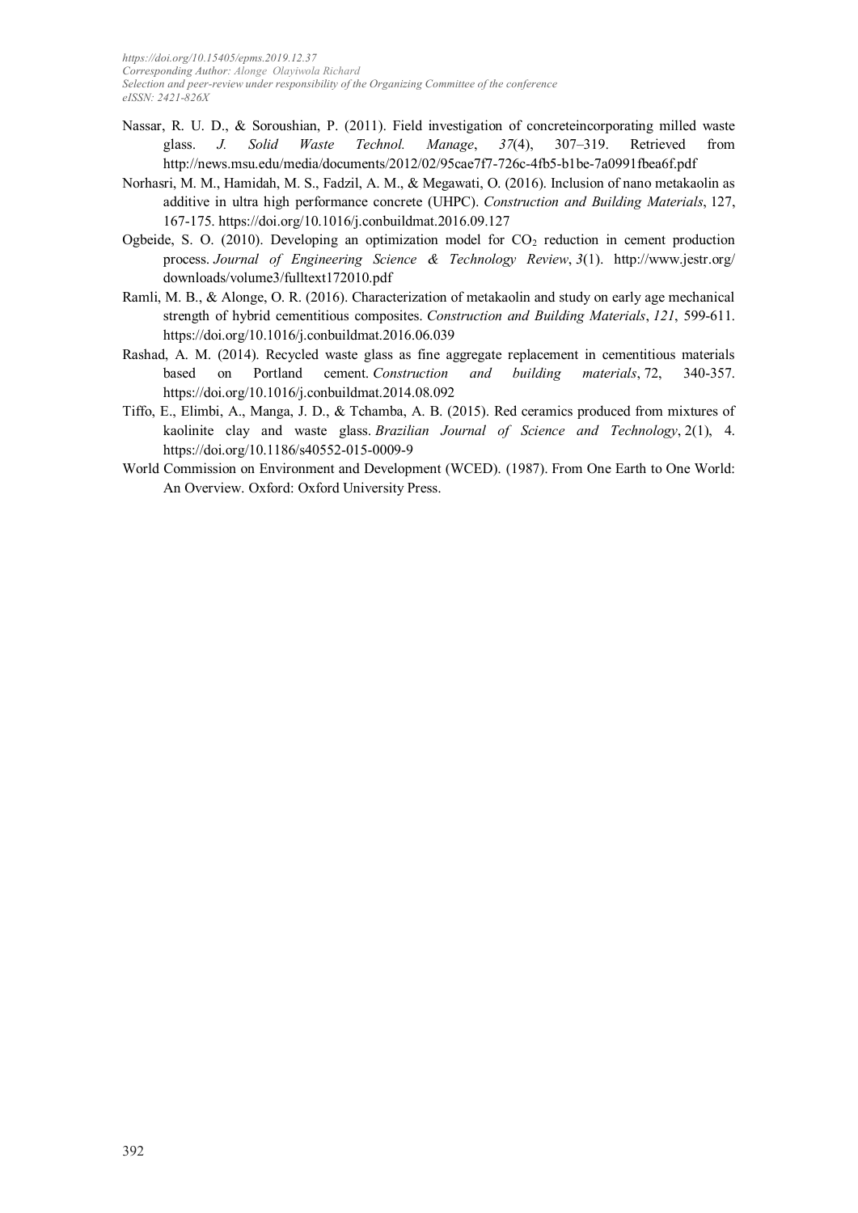Nassar, R. U. D., & Soroushian, P. (2011). Field investigation of concreteincorporating milled waste glass. *J. Solid Waste Technol. Manage*, *37*(4), 307–319. Retrieved from http://news.msu.edu/media/documents/2012/02/95cae7f7-726c-4fb5-b1be-7a0991fbea6f.pdf

Norhasri, M. M., Hamidah, M. S., Fadzil, A. M., & Megawati, O. (2016). Inclusion of nano metakaolin as additive in ultra high performance concrete (UHPC). *Construction and Building Materials*, 127, 167-175. https://doi.org/10.1016/j.conbuildmat.2016.09.127

Ogbeide, S. O. (2010). Developing an optimization model for $CO_2$ reduction in cement production process. *Journal of Engineering Science & Technology Review*, *3*(1). http://www.jestr.org/downloads/volume3/fulltext172010.pdf

Ramli, M. B., & Alonge, O. R. (2016). Characterization of metakaolin and study on early age mechanical strength of hybrid cementitious composites. *Construction and Building Materials*, *121*, 599-611. https://doi.org/10.1016/j.conbuildmat.2016.06.039

Rashad, A. M. (2014). Recycled waste glass as fine aggregate replacement in cementitious materials based on Portland cement. *Construction and building materials*, 72, 340-357. https://doi.org/10.1016/j.conbuildmat.2014.08.092

Tiffo, E., Elimbi, A., Manga, J. D., & Tchamba, A. B. (2015). Red ceramics produced from mixtures of kaolinite clay and waste glass. *Brazilian Journal of Science and Technology*, 2(1), 4. https://doi.org/10.1186/s40552-015-0009-9

World Commission on Environment and Development (WCED). (1987). From One Earth to One World: An Overview. Oxford: Oxford University Press.